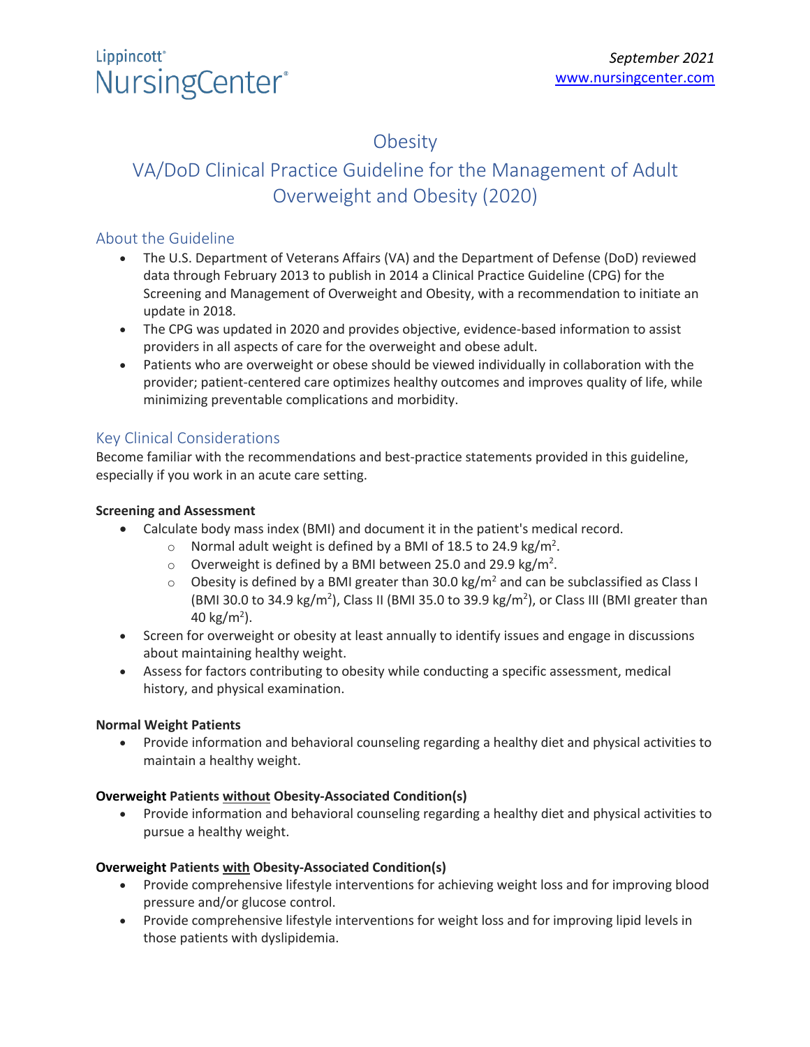Lippincott® NursingCenter®

*September 2021*
www.nursingcenter.com

# Obesity

## VA/DoD Clinical Practice Guideline for the Management of Adult Overweight and Obesity (2020)

### About the Guideline

- The U.S. Department of Veterans Affairs (VA) and the Department of Defense (DoD) reviewed data through February 2013 to publish in 2014 a Clinical Practice Guideline (CPG) for the Screening and Management of Overweight and Obesity, with a recommendation to initiate an update in 2018.
- The CPG was updated in 2020 and provides objective, evidence-based information to assist providers in all aspects of care for the overweight and obese adult.
- Patients who are overweight or obese should be viewed individually in collaboration with the provider; patient-centered care optimizes healthy outcomes and improves quality of life, while minimizing preventable complications and morbidity.

### Key Clinical Considerations

Become familiar with the recommendations and best-practice statements provided in this guideline, especially if you work in an acute care setting.

**Screening and Assessment**

- Calculate body mass index (BMI) and document it in the patient's medical record.
  - Normal adult weight is defined by a BMI of 18.5 to 24.9 kg/$m^2$.
  - Overweight is defined by a BMI between 25.0 and 29.9 kg/$m^2$.
  - Obesity is defined by a BMI greater than 30.0 kg/$m^2$ and can be subclassified as Class I (BMI 30.0 to 34.9 kg/$m^2$), Class II (BMI 35.0 to 39.9 kg/$m^2$), or Class III (BMI greater than 40 kg/$m^2$).
- Screen for overweight or obesity at least annually to identify issues and engage in discussions about maintaining healthy weight.
- Assess for factors contributing to obesity while conducting a specific assessment, medical history, and physical examination.

**Normal Weight Patients**

- Provide information and behavioral counseling regarding a healthy diet and physical activities to maintain a healthy weight.

**Overweight Patients <u>without</u> Obesity-Associated Condition(s)**

- Provide information and behavioral counseling regarding a healthy diet and physical activities to pursue a healthy weight.

**Overweight Patients <u>with</u> Obesity-Associated Condition(s)**

- Provide comprehensive lifestyle interventions for achieving weight loss and for improving blood pressure and/or glucose control.
- Provide comprehensive lifestyle interventions for weight loss and for improving lipid levels in those patients with dyslipidemia.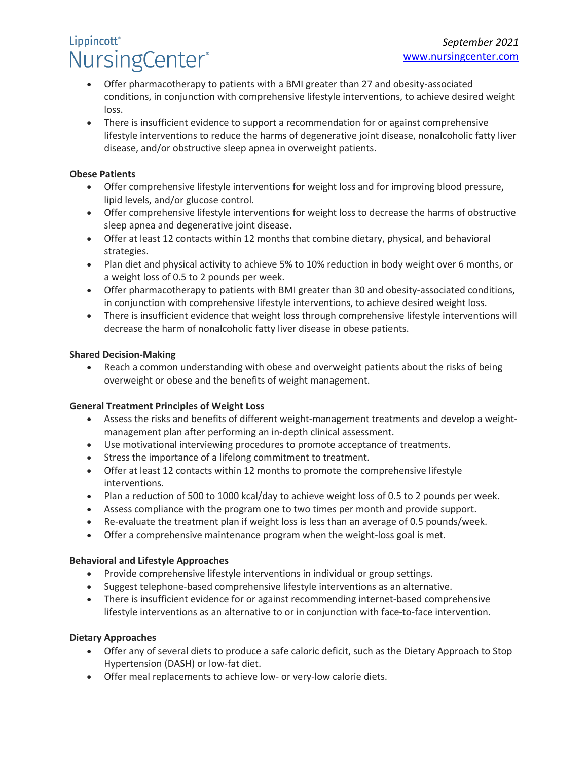- Offer pharmacotherapy to patients with a BMI greater than 27 and obesity-associated conditions, in conjunction with comprehensive lifestyle interventions, to achieve desired weight loss.
- There is insufficient evidence to support a recommendation for or against comprehensive lifestyle interventions to reduce the harms of degenerative joint disease, nonalcoholic fatty liver disease, and/or obstructive sleep apnea in overweight patients.

**Obese Patients**

- Offer comprehensive lifestyle interventions for weight loss and for improving blood pressure, lipid levels, and/or glucose control.
- Offer comprehensive lifestyle interventions for weight loss to decrease the harms of obstructive sleep apnea and degenerative joint disease.
- Offer at least 12 contacts within 12 months that combine dietary, physical, and behavioral strategies.
- Plan diet and physical activity to achieve 5% to 10% reduction in body weight over 6 months, or a weight loss of 0.5 to 2 pounds per week.
- Offer pharmacotherapy to patients with BMI greater than 30 and obesity-associated conditions, in conjunction with comprehensive lifestyle interventions, to achieve desired weight loss.
- There is insufficient evidence that weight loss through comprehensive lifestyle interventions will decrease the harm of nonalcoholic fatty liver disease in obese patients.

**Shared Decision-Making**

- Reach a common understanding with obese and overweight patients about the risks of being overweight or obese and the benefits of weight management.

**General Treatment Principles of Weight Loss**

- Assess the risks and benefits of different weight-management treatments and develop a weight-management plan after performing an in-depth clinical assessment.
- Use motivational interviewing procedures to promote acceptance of treatments.
- Stress the importance of a lifelong commitment to treatment.
- Offer at least 12 contacts within 12 months to promote the comprehensive lifestyle interventions.
- Plan a reduction of 500 to 1000 kcal/day to achieve weight loss of 0.5 to 2 pounds per week.
- Assess compliance with the program one to two times per month and provide support.
- Re-evaluate the treatment plan if weight loss is less than an average of 0.5 pounds/week.
- Offer a comprehensive maintenance program when the weight-loss goal is met.

**Behavioral and Lifestyle Approaches**

- Provide comprehensive lifestyle interventions in individual or group settings.
- Suggest telephone-based comprehensive lifestyle interventions as an alternative.
- There is insufficient evidence for or against recommending internet-based comprehensive lifestyle interventions as an alternative to or in conjunction with face-to-face intervention.

**Dietary Approaches**

- Offer any of several diets to produce a safe caloric deficit, such as the Dietary Approach to Stop Hypertension (DASH) or low-fat diet.
- Offer meal replacements to achieve low- or very-low calorie diets.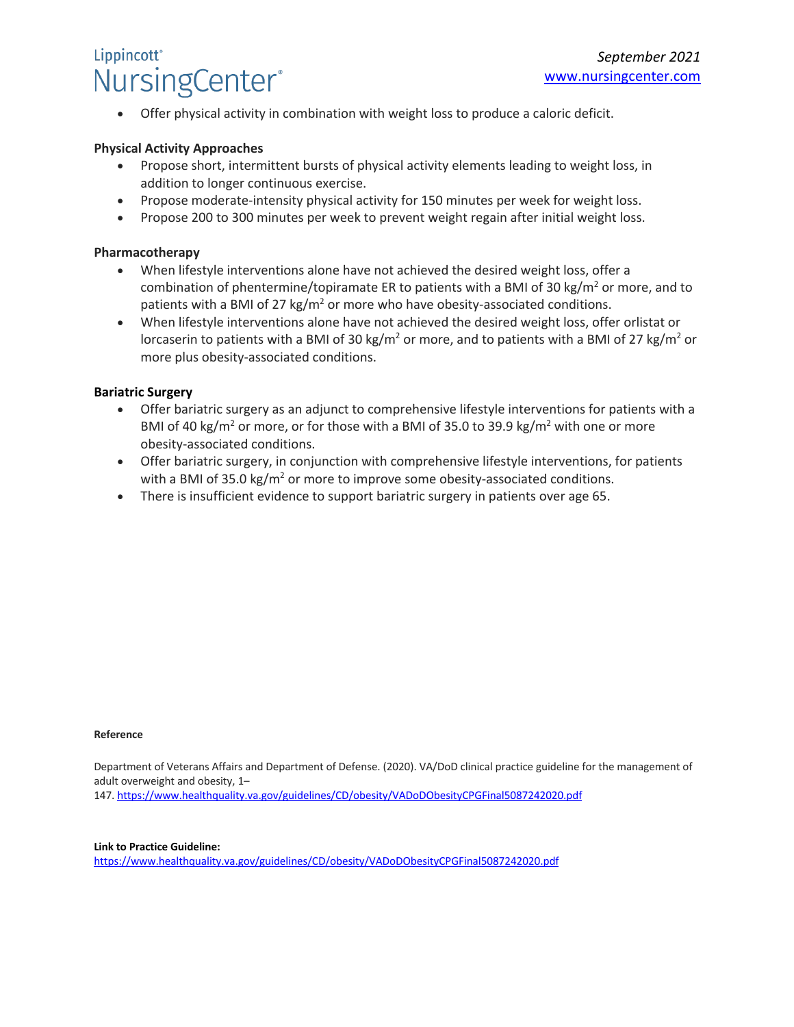- Offer physical activity in combination with weight loss to produce a caloric deficit.

**Physical Activity Approaches**

- Propose short, intermittent bursts of physical activity elements leading to weight loss, in addition to longer continuous exercise.
- Propose moderate-intensity physical activity for 150 minutes per week for weight loss.
- Propose 200 to 300 minutes per week to prevent weight regain after initial weight loss.

**Pharmacotherapy**

- When lifestyle interventions alone have not achieved the desired weight loss, offer a combination of phentermine/topiramate ER to patients with a BMI of 30 kg/$m^2$ or more, and to patients with a BMI of 27 kg/$m^2$ or more who have obesity-associated conditions.
- When lifestyle interventions alone have not achieved the desired weight loss, offer orlistat or lorcaserin to patients with a BMI of 30 kg/$m^2$ or more, and to patients with a BMI of 27 kg/$m^2$ or more plus obesity-associated conditions.

**Bariatric Surgery**

- Offer bariatric surgery as an adjunct to comprehensive lifestyle interventions for patients with a BMI of 40 kg/$m^2$ or more, or for those with a BMI of 35.0 to 39.9 kg/$m^2$ with one or more obesity-associated conditions.
- Offer bariatric surgery, in conjunction with comprehensive lifestyle interventions, for patients with a BMI of 35.0 kg/$m^2$ or more to improve some obesity-associated conditions.
- There is insufficient evidence to support bariatric surgery in patients over age 65.

**Reference**

Department of Veterans Affairs and Department of Defense. (2020). VA/DoD clinical practice guideline for the management of adult overweight and obesity, 1–147. https://www.healthquality.va.gov/guidelines/CD/obesity/VADoDObesityCPGFinal5087242020.pdf

**Link to Practice Guideline:**
https://www.healthquality.va.gov/guidelines/CD/obesity/VADoDObesityCPGFinal5087242020.pdf